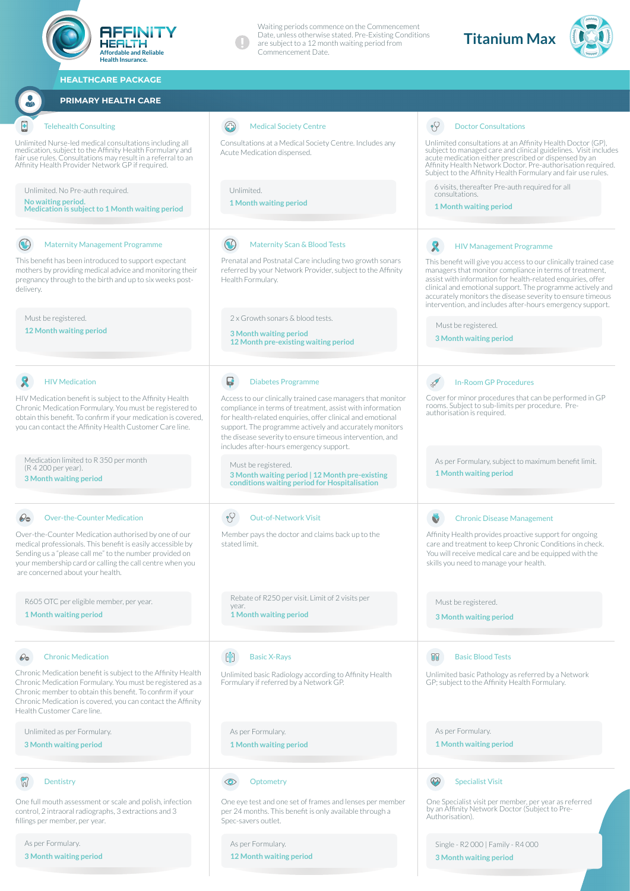# AFFINITY HEALTH

Affordable and Reliable Health Insurance.

Waiting periods commence on the Commencement Date, unless otherwise stated. Pre-Existing Conditions are subject to a 12 month waiting period from Commencement Date.

# Titanium Max

## HEALTHCARE PACKAGE

## PRIMARY HEALTH CARE

### Telehealth Consulting

Unlimited Nurse-led medical consultations including all medication, subject to the Affinity Health Formulary and fair use rules. Consultations may result in a referral to an Affinity Health Provider Network GP if required.

Unlimited. No Pre-auth required.

**No waiting period.**
**Medication is subject to 1 Month waiting period**

### Medical Society Centre

Consultations at a Medical Society Centre. Includes any Acute Medication dispensed.

Unlimited.

**1 Month waiting period**

### Doctor Consultations

Unlimited consultations at an Affinity Health Doctor (GP), subject to managed care and clinical guidelines. Visit includes acute medication either prescribed or dispensed by an Affinity Health Network Doctor. Pre-authorisation required. Subject to the Affinity Health Formulary and fair use rules.

6 visits, thereafter Pre-auth required for all consultations.

**1 Month waiting period**

### Maternity Management Programme

This benefit has been introduced to support expectant mothers by providing medical advice and monitoring their pregnancy through to the birth and up to six weeks post-delivery.

Must be registered.

**12 Month waiting period**

### Maternity Scan & Blood Tests

Prenatal and Postnatal Care including two growth sonars referred by your Network Provider, subject to the Affinity Health Formulary.

2 x Growth sonars & blood tests.

**3 Month waiting period**
**12 Month pre-existing waiting period**

### HIV Management Programme

This benefit will give you access to our clinically trained case managers that monitor compliance in terms of treatment, assist with information for health-related enquiries, offer clinical and emotional support. The programme actively and accurately monitors the disease severity to ensure timeous intervention, and includes after-hours emergency support.

Must be registered.

**3 Month waiting period**

### HIV Medication

HIV Medication benefit is subject to the Affinity Health Chronic Medication Formulary. You must be registered to obtain this benefit. To confirm if your medication is covered, you can contact the Affinity Health Customer Care line.

Medication limited to R 350 per month (R 4 200 per year).

**3 Month waiting period**

### Diabetes Programme

Access to our clinically trained case managers that monitor compliance in terms of treatment, assist with information for health-related enquiries, offer clinical and emotional support. The programme actively and accurately monitors the disease severity to ensure timeous intervention, and includes after-hours emergency support.

Must be registered.

**3 Month waiting period | 12 Month pre-existing conditions waiting period for Hospitalisation**

### In-Room GP Procedures

Cover for minor procedures that can be performed in GP rooms. Subject to sub-limits per procedure. Pre-authorisation is required.

As per Formulary, subject to maximum benefit limit.

**1 Month waiting period**

### Over-the-Counter Medication

Over-the-Counter Medication authorised by one of our medical professionals. This benefit is easily accessible by Sending us a "please call me" to the number provided on your membership card or calling the call centre when you are concerned about your health.

R605 OTC per eligible member, per year.

**1 Month waiting period**

### Out-of-Network Visit

Member pays the doctor and claims back up to the stated limit.

Rebate of R250 per visit. Limit of 2 visits per year.

**1 Month waiting period**

### Chronic Disease Management

Affinity Health provides proactive support for ongoing care and treatment to keep Chronic Conditions in check. You will receive medical care and be equipped with the skills you need to manage your health.

Must be registered.

**3 Month waiting period**

### Chronic Medication

Chronic Medication benefit is subject to the Affinity Health Chronic Medication Formulary. You must be registered as a Chronic member to obtain this benefit. To confirm if your Chronic Medication is covered, you can contact the Affinity Health Customer Care line.

Unlimited as per Formulary.

**3 Month waiting period**

### Basic X-Rays

Unlimited basic Radiology according to Affinity Health Formulary if referred by a Network GP.

As per Formulary.

**1 Month waiting period**

### Basic Blood Tests

Unlimited basic Pathology as referred by a Network GP; subject to the Affinity Health Formulary.

As per Formulary.

**1 Month waiting period**

### Dentistry

One full mouth assessment or scale and polish, infection control, 2 intraoral radiographs, 3 extractions and 3 fillings per member, per year.

As per Formulary.

**3 Month waiting period**

### Optometry

One eye test and one set of frames and lenses per member per 24 months. This benefit is only available through a Spec-savers outlet.

As per Formulary.

**12 Month waiting period**

### Specialist Visit

One Specialist visit per member, per year as referred by an Affinity Network Doctor (Subject to Pre-Authorisation).

Single - R2 000 | Family - R4 000

**3 Month waiting period**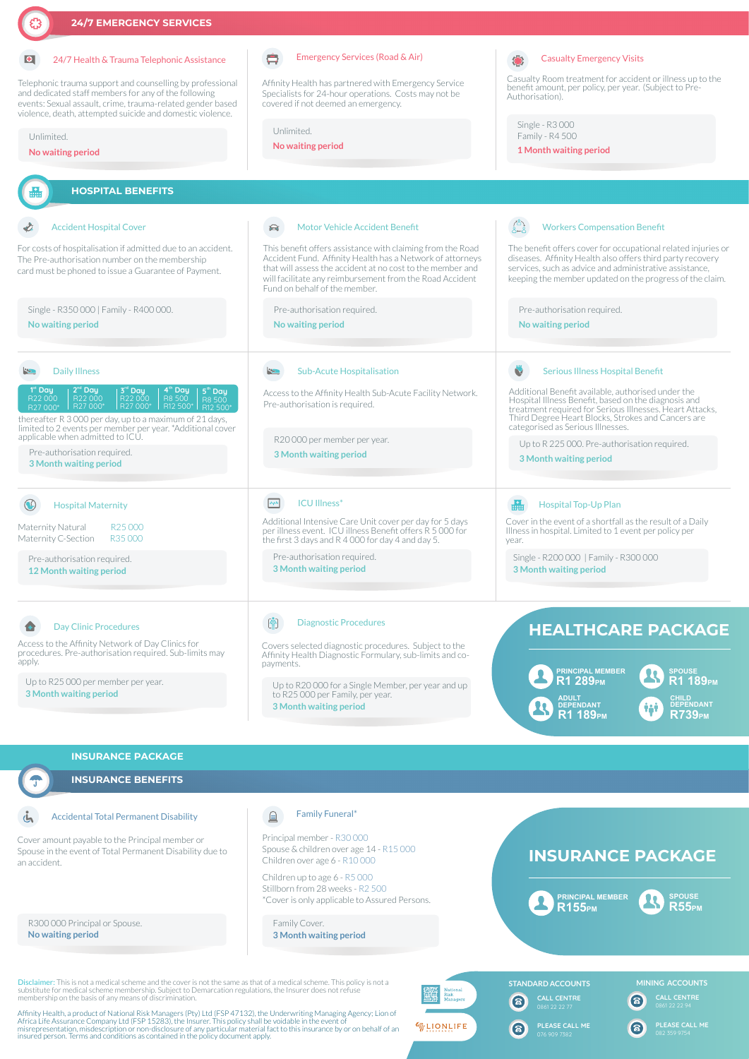## 24/7 EMERGENCY SERVICES

### 24/7 Health & Trauma Telephonic Assistance

Telephonic trauma support and counselling by professional and dedicated staff members for any of the following events: Sexual assault, crime, trauma-related gender based violence, death, attempted suicide and domestic violence.

Unlimited.
**No waiting period**

### Emergency Services (Road & Air)

Affinity Health has partnered with Emergency Service Specialists for 24-hour operations. Costs may not be covered if not deemed an emergency.

Unlimited.
**No waiting period**

### Casualty Emergency Visits

Casualty Room treatment for accident or illness up to the benefit amount, per policy, per year. (Subject to Pre-Authorisation).

Single - R3 000
Family - R4 500
**1 Month waiting period**

## HOSPITAL BENEFITS

### Accident Hospital Cover

For costs of hospitalisation if admitted due to an accident. The Pre-authorisation number on the membership card must be phoned to issue a Guarantee of Payment.

Single - R350 000 | Family - R400 000.
**No waiting period**

### Motor Vehicle Accident Benefit

This benefit offers assistance with claiming from the Road Accident Fund. Affinity Health has a Network of attorneys that will assess the accident at no cost to the member and will facilitate any reimbursement from the Road Accident Fund on behalf of the member.

Pre-authorisation required.
**No waiting period**

### Workers Compensation Benefit

The benefit offers cover for occupational related injuries or diseases. Affinity Health also offers third party recovery services, such as advice and administrative assistance, keeping the member updated on the progress of the claim.

Pre-authorisation required.
**No waiting period**

### Daily Illness

| 1st Day | 2nd Day | 3rd Day | 4th Day | 5th Day |
|---|---|---|---|---|
| R22 000 | R22 000 | R22 000 | R8 500 | R8 500 |
| R27 000* | R27 000* | R27 000* | R12 500* | R12 500* |

thereafter R 3 000 per day, up to a maximum of 21 days, limited to 2 events per member per year. *Additional cover applicable when admitted to ICU.

Pre-authorisation required.
**3 Month waiting period**

### Sub-Acute Hospitalisation

Access to the Affinity Health Sub-Acute Facility Network. Pre-authorisation is required.

R20 000 per member per year.
**3 Month waiting period**

### Serious Illness Hospital Benefit

Additional Benefit available, authorised under the Hospital Illness Benefit, based on the diagnosis and treatment required for Serious Illnesses. Heart Attacks, Third Degree Heart Blocks, Strokes and Cancers are categorised as Serious Illnesses.

Up to R 225 000. Pre-authorisation required.
**3 Month waiting period**

### Hospital Maternity

Maternity Natural R25 000
Maternity C-Section R35 000

Pre-authorisation required.
**12 Month waiting period**

### ICU Illness*

Additional Intensive Care Unit cover per day for 5 days per illness event. ICU illness Benefit offers R 5 000 for the first 3 days and R 4 000 for day 4 and day 5.

Pre-authorisation required.
**3 Month waiting period**

### Hospital Top-Up Plan

Cover in the event of a shortfall as the result of a Daily Illness in hospital. Limited to 1 event per policy per year.

Single - R200 000 | Family - R300 000
**3 Month waiting period**

### Day Clinic Procedures

Access to the Affinity Network of Day Clinics for procedures. Pre-authorisation required. Sub-limits may apply.

Up to R25 000 per member per year.
**3 Month waiting period**

### Diagnostic Procedures

Covers selected diagnostic procedures. Subject to the Affinity Health Diagnostic Formulary, sub-limits and co-payments.

Up to R20 000 for a Single Member, per year and up to R25 000 per Family, per year.
**3 Month waiting period**

## HEALTHCARE PACKAGE

PRINCIPAL MEMBER **R1 289PM**
SPOUSE **R1 189PM**
ADULT DEPENDANT **R1 189PM**
CHILD DEPENDANT **R739PM**

## INSURANCE PACKAGE

## INSURANCE BENEFITS

### Accidental Total Permanent Disability

Cover amount payable to the Principal member or Spouse in the event of Total Permanent Disability due to an accident.

R300 000 Principal or Spouse.
**No waiting period**

### Family Funeral*

Principal member - R30 000
Spouse & children over age 14 - R15 000
Children over age 6 - R10 000

Children up to age 6 - R5 000
Stillborn from 28 weeks - R2 500
*Cover is only applicable to Assured Persons.

Family Cover.
**3 Month waiting period**

## INSURANCE PACKAGE

PRINCIPAL MEMBER **R155PM**
SPOUSE **R55PM**

Disclaimer: This is not a medical scheme and the cover is not the same as that of a medical scheme. This policy is not a substitute for medical scheme membership. Subject to Demarcation regulations, the Insurer does not refuse membership on the basis of any means of discrimination.

Affinity Health, a product of National Risk Managers (Pty) Ltd (FSP 47132), the Underwriting Managing Agency; Lion of Africa Life Assurance Company Ltd (FSP 15283), the Insurer. This policy shall be voidable in the event of misrepresentation, misdescription or non-disclosure of any particular material fact to this insurance by or on behalf of an insured person. Terms and conditions as contained in the policy document apply.

National Risk Managers
LIONLIFE

STANDARD ACCOUNTS
CALL CENTRE 0861 22 22 77
PLEASE CALL ME 076 909 7382

MINING ACCOUNTS
CALL CENTRE 0861 22 22 94
PLEASE CALL ME 082 359 9754